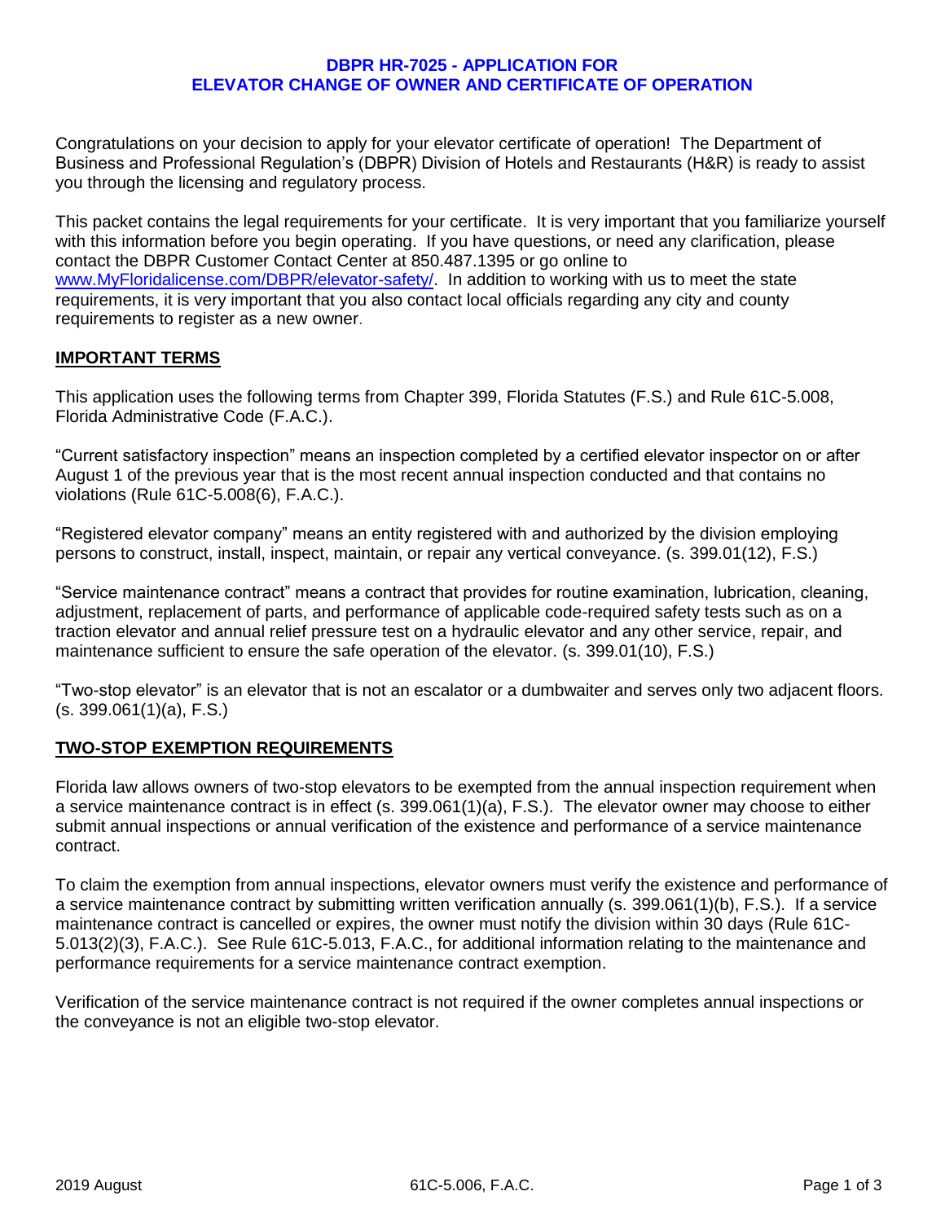# DBPR HR-7025 - APPLICATION FOR ELEVATOR CHANGE OF OWNER AND CERTIFICATE OF OPERATION

Congratulations on your decision to apply for your elevator certificate of operation! The Department of Business and Professional Regulation's (DBPR) Division of Hotels and Restaurants (H&R) is ready to assist you through the licensing and regulatory process.

This packet contains the legal requirements for your certificate. It is very important that you familiarize yourself with this information before you begin operating. If you have questions, or need any clarification, please contact the DBPR Customer Contact Center at 850.487.1395 or go online to www.MyFloridalicense.com/DBPR/elevator-safety/. In addition to working with us to meet the state requirements, it is very important that you also contact local officials regarding any city and county requirements to register as a new owner.

## IMPORTANT TERMS

This application uses the following terms from Chapter 399, Florida Statutes (F.S.) and Rule 61C-5.008, Florida Administrative Code (F.A.C.).

"Current satisfactory inspection" means an inspection completed by a certified elevator inspector on or after August 1 of the previous year that is the most recent annual inspection conducted and that contains no violations (Rule 61C-5.008(6), F.A.C.).

"Registered elevator company" means an entity registered with and authorized by the division employing persons to construct, install, inspect, maintain, or repair any vertical conveyance. (s. 399.01(12), F.S.)

"Service maintenance contract" means a contract that provides for routine examination, lubrication, cleaning, adjustment, replacement of parts, and performance of applicable code-required safety tests such as on a traction elevator and annual relief pressure test on a hydraulic elevator and any other service, repair, and maintenance sufficient to ensure the safe operation of the elevator. (s. 399.01(10), F.S.)

"Two-stop elevator" is an elevator that is not an escalator or a dumbwaiter and serves only two adjacent floors. (s. 399.061(1)(a), F.S.)

## TWO-STOP EXEMPTION REQUIREMENTS

Florida law allows owners of two-stop elevators to be exempted from the annual inspection requirement when a service maintenance contract is in effect (s. 399.061(1)(a), F.S.). The elevator owner may choose to either submit annual inspections or annual verification of the existence and performance of a service maintenance contract.

To claim the exemption from annual inspections, elevator owners must verify the existence and performance of a service maintenance contract by submitting written verification annually (s. 399.061(1)(b), F.S.). If a service maintenance contract is cancelled or expires, the owner must notify the division within 30 days (Rule 61C-5.013(2)(3), F.A.C.). See Rule 61C-5.013, F.A.C., for additional information relating to the maintenance and performance requirements for a service maintenance contract exemption.

Verification of the service maintenance contract is not required if the owner completes annual inspections or the conveyance is not an eligible two-stop elevator.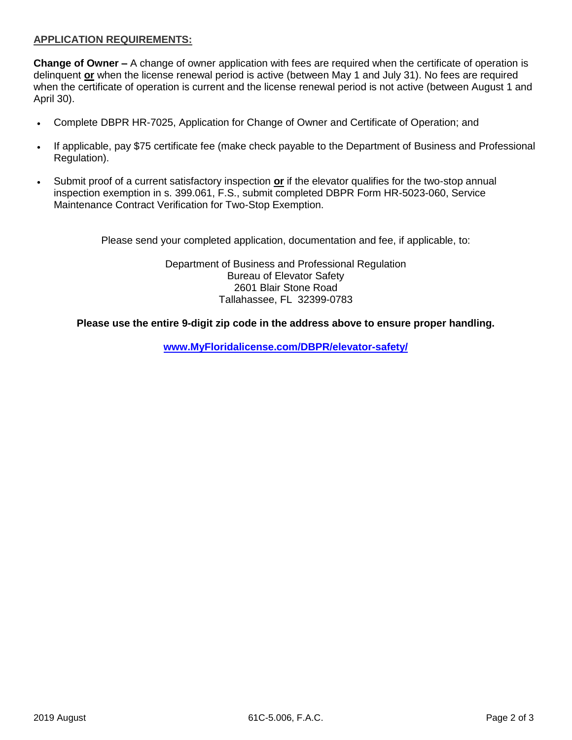## APPLICATION REQUIREMENTS:

**Change of Owner –** A change of owner application with fees are required when the certificate of operation is delinquent **or** when the license renewal period is active (between May 1 and July 31). No fees are required when the certificate of operation is current and the license renewal period is not active (between August 1 and April 30).

- Complete DBPR HR-7025, Application for Change of Owner and Certificate of Operation; and
- If applicable, pay $75 certificate fee (make check payable to the Department of Business and Professional Regulation).
- Submit proof of a current satisfactory inspection **or** if the elevator qualifies for the two-stop annual inspection exemption in s. 399.061, F.S., submit completed DBPR Form HR-5023-060, Service Maintenance Contract Verification for Two-Stop Exemption.

Please send your completed application, documentation and fee, if applicable, to:

Department of Business and Professional Regulation
Bureau of Elevator Safety
2601 Blair Stone Road
Tallahassee, FL 32399-0783

**Please use the entire 9-digit zip code in the address above to ensure proper handling.**

**www.MyFloridalicense.com/DBPR/elevator-safety/**

2019 August 61C-5.006, F.A.C.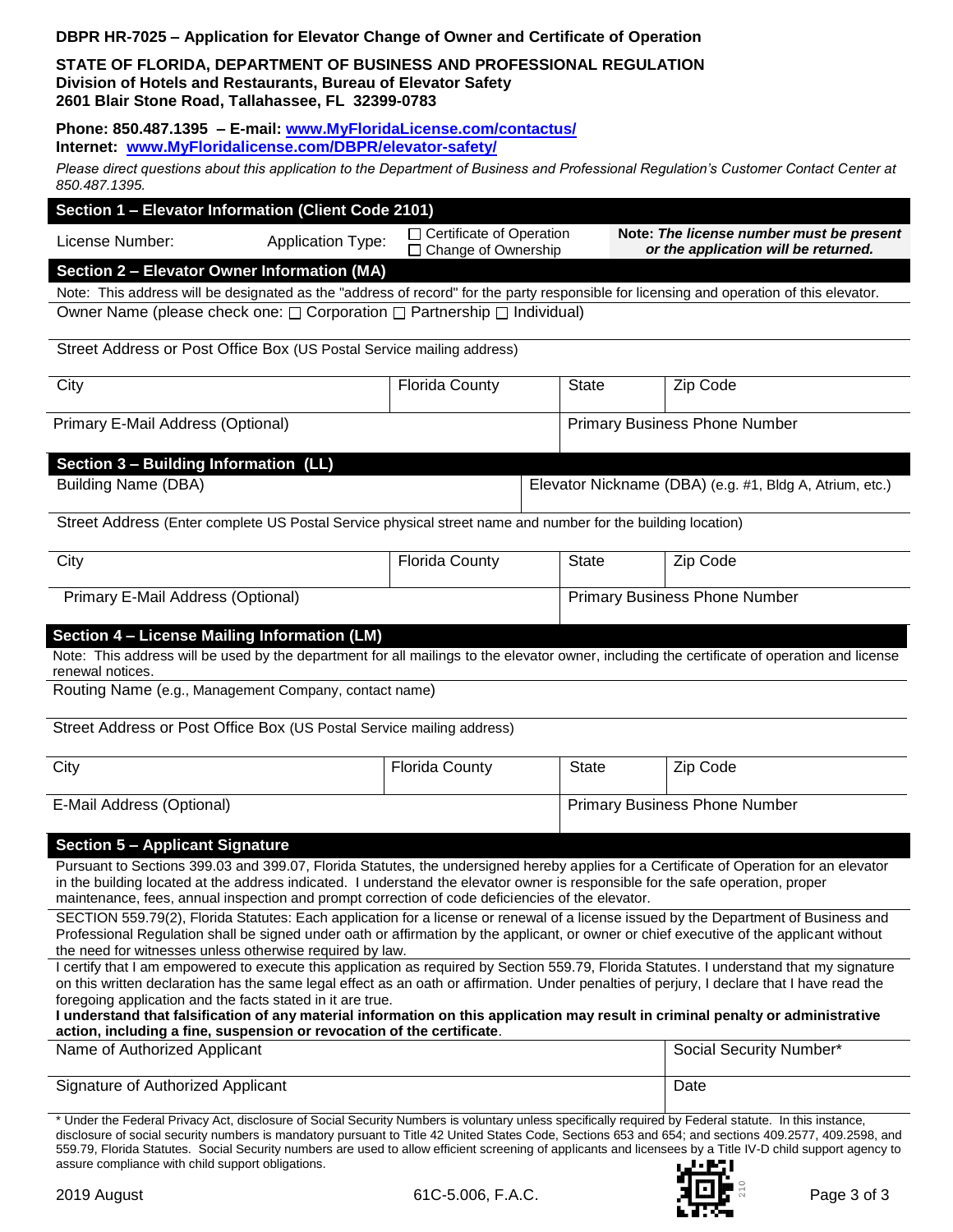**DBPR HR-7025 – Application for Elevator Change of Owner and Certificate of Operation**

**STATE OF FLORIDA, DEPARTMENT OF BUSINESS AND PROFESSIONAL REGULATION**
**Division of Hotels and Restaurants, Bureau of Elevator Safety**
**2601 Blair Stone Road, Tallahassee, FL 32399-0783**

**Phone: 850.487.1395 – E-mail: www.MyFloridaLicense.com/contactus/**
**Internet: www.MyFloridalicense.com/DBPR/elevator-safety/**

*Please direct questions about this application to the Department of Business and Professional Regulation's Customer Contact Center at 850.487.1395.*

## Section 1 – Elevator Information (Client Code 2101)

| | | |
|---|---|---|
| License Number: | Application Type: ☐ Certificate of Operation ☐ Change of Ownership | **Note:** ***The license number must be present or the application will be returned.*** |

## Section 2 – Elevator Owner Information (MA)

Note: This address will be designated as the "address of record" for the party responsible for licensing and operation of this elevator.

Owner Name (please check one: ☐ Corporation ☐ Partnership ☐ Individual)

Street Address or Post Office Box (US Postal Service mailing address)

| | | | |
|---|---|---|---|
| City | Florida County | State | Zip Code |
| Primary E-Mail Address (Optional) | | Primary Business Phone Number | |

## Section 3 – Building Information (LL)

| | |
|---|---|
| Building Name (DBA) | Elevator Nickname (DBA) (e.g. #1, Bldg A, Atrium, etc.) |

Street Address (Enter complete US Postal Service physical street name and number for the building location)

| | | | |
|---|---|---|---|
| City | Florida County | State | Zip Code |
| Primary E-Mail Address (Optional) | | Primary Business Phone Number | |

## Section 4 – License Mailing Information (LM)

Note: This address will be used by the department for all mailings to the elevator owner, including the certificate of operation and license renewal notices.

Routing Name (e.g., Management Company, contact name)

Street Address or Post Office Box (US Postal Service mailing address)

| | | | |
|---|---|---|---|
| City | Florida County | State | Zip Code |
| E-Mail Address (Optional) | | Primary Business Phone Number | |

## Section 5 – Applicant Signature

Pursuant to Sections 399.03 and 399.07, Florida Statutes, the undersigned hereby applies for a Certificate of Operation for an elevator in the building located at the address indicated. I understand the elevator owner is responsible for the safe operation, proper maintenance, fees, annual inspection and prompt correction of code deficiencies of the elevator.

SECTION 559.79(2), Florida Statutes: Each application for a license or renewal of a license issued by the Department of Business and Professional Regulation shall be signed under oath or affirmation by the applicant, or owner or chief executive of the applicant without the need for witnesses unless otherwise required by law.

I certify that I am empowered to execute this application as required by Section 559.79, Florida Statutes. I understand that my signature on this written declaration has the same legal effect as an oath or affirmation. Under penalties of perjury, I declare that I have read the foregoing application and the facts stated in it are true.

**I understand that falsification of any material information on this application may result in criminal penalty or administrative action, including a fine, suspension or revocation of the certificate.**

| | |
|---|---|
| Name of Authorized Applicant | Social Security Number* |
| Signature of Authorized Applicant | Date |

\* Under the Federal Privacy Act, disclosure of Social Security Numbers is voluntary unless specifically required by Federal statute. In this instance, disclosure of social security numbers is mandatory pursuant to Title 42 United States Code, Sections 653 and 654; and sections 409.2577, 409.2598, and 559.79, Florida Statutes. Social Security numbers are used to allow efficient screening of applicants and licensees by a Title IV-D child support agency to assure compliance with child support obligations.

2019 August | 61C-5.006, F.A.C.